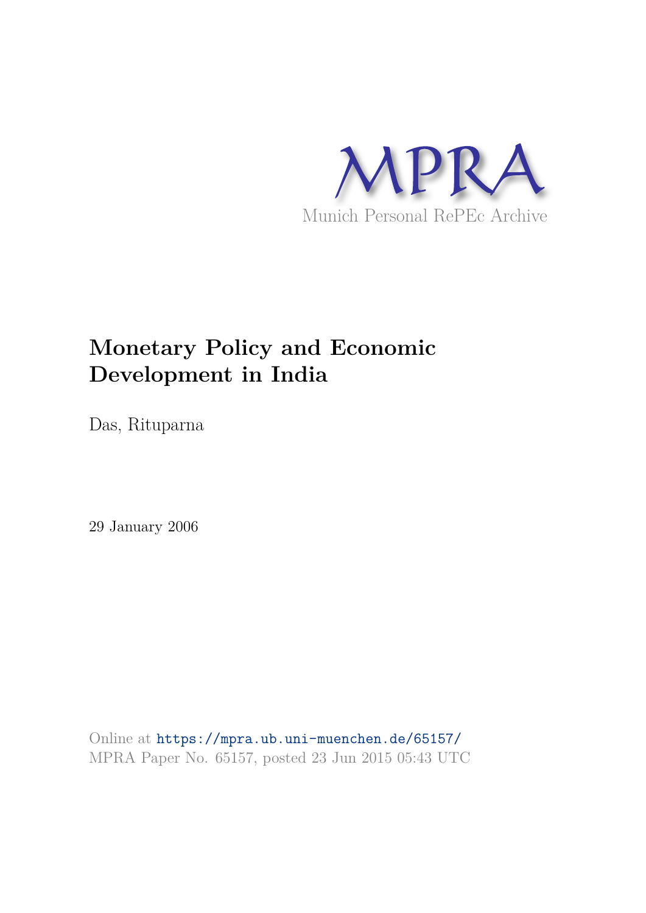MPRA

Munich Personal RePEc Archive

# Monetary Policy and Economic Development in India

Das, Rituparna

29 January 2006

Online at https://mpra.ub.uni-muenchen.de/65157/
MPRA Paper No. 65157, posted 23 Jun 2015 05:43 UTC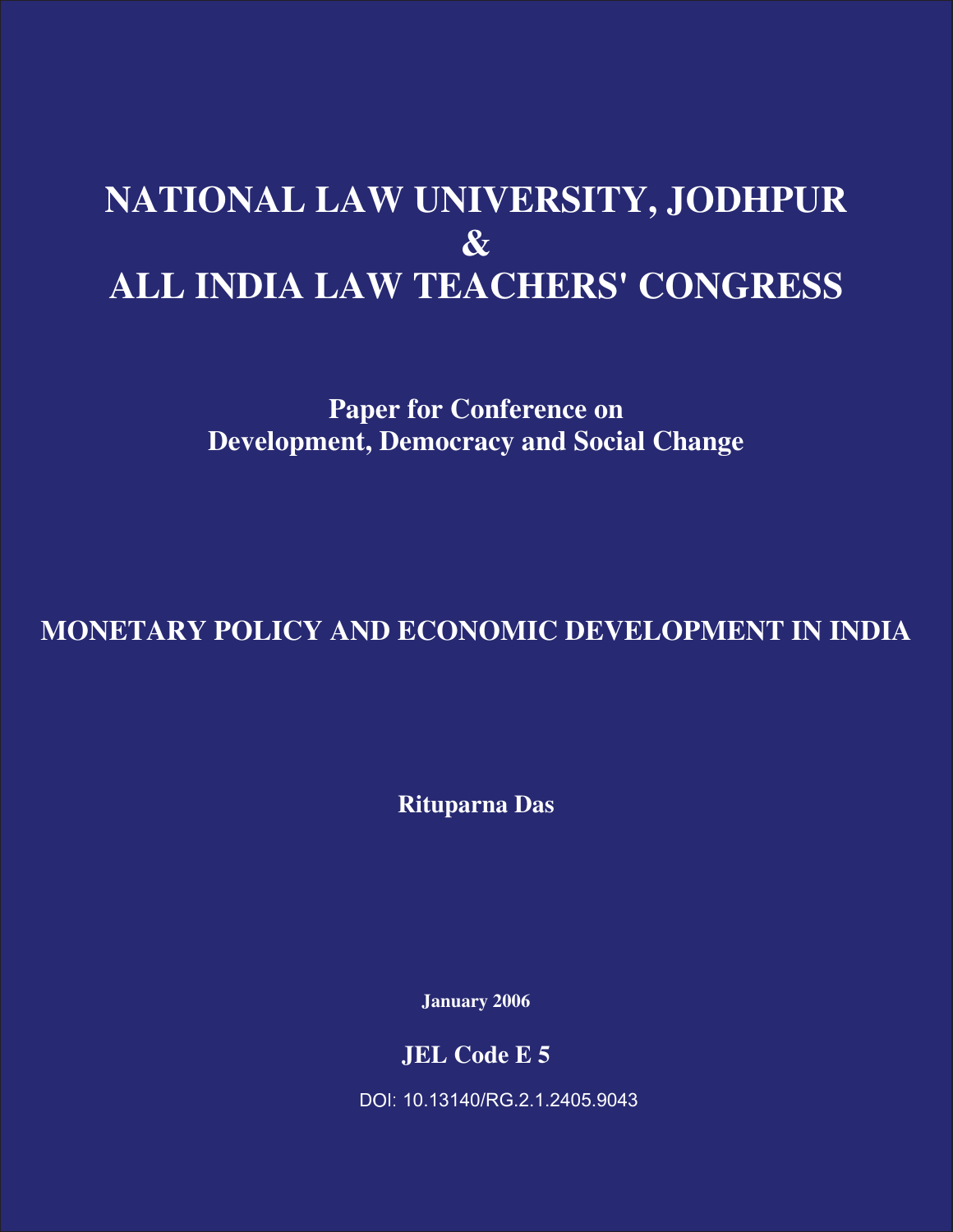# NATIONAL LAW UNIVERSITY, JODHPUR
# &
# ALL INDIA LAW TEACHERS' CONGRESS

**Paper for Conference on**
**Development, Democracy and Social Change**

## MONETARY POLICY AND ECONOMIC DEVELOPMENT IN INDIA

**Rituparna Das**

**January 2006**

**JEL Code E 5**

DOI: 10.13140/RG.2.1.2405.9043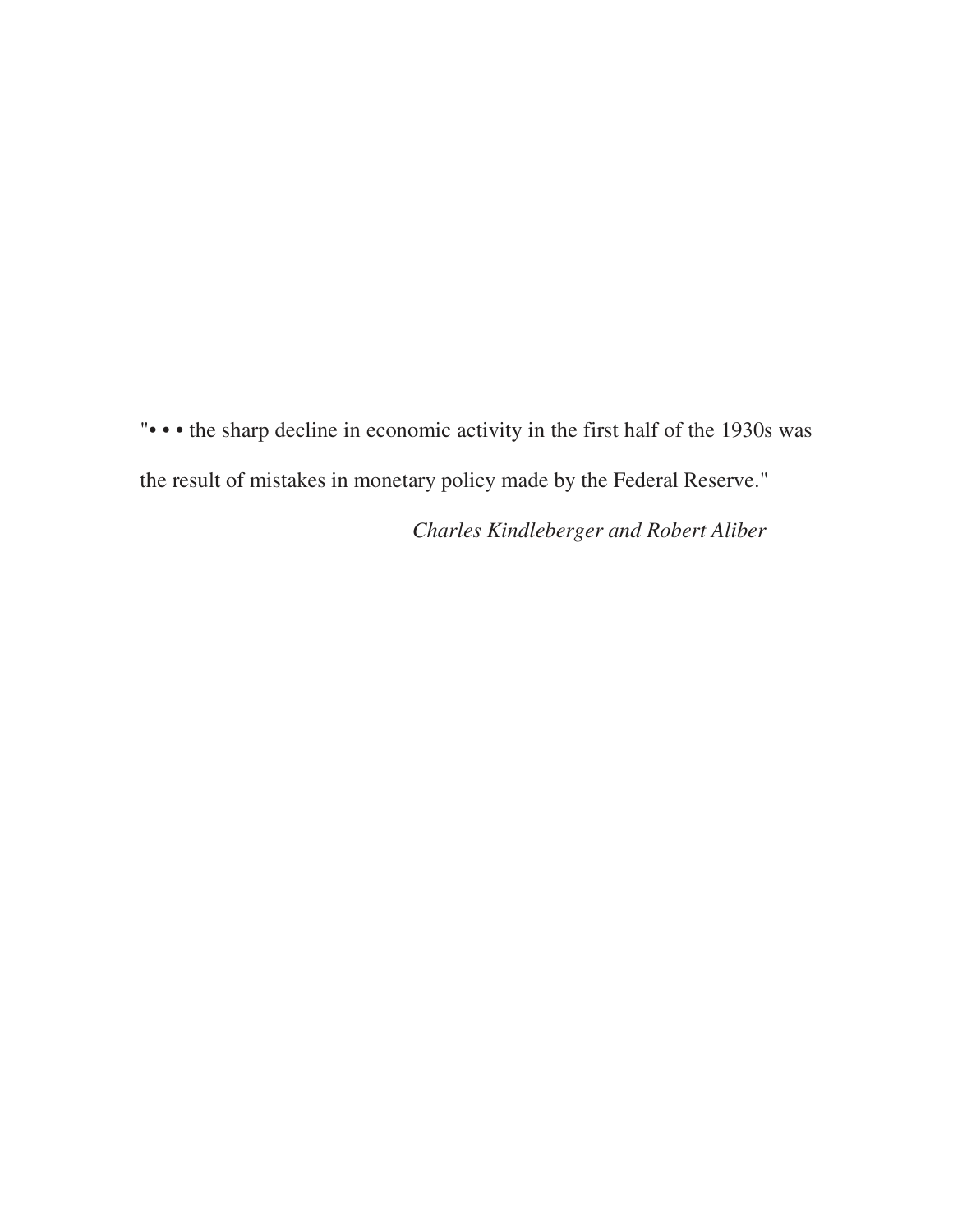"• • • the sharp decline in economic activity in the first half of the 1930s was the result of mistakes in monetary policy made by the Federal Reserve."

*Charles Kindleberger and Robert Aliber*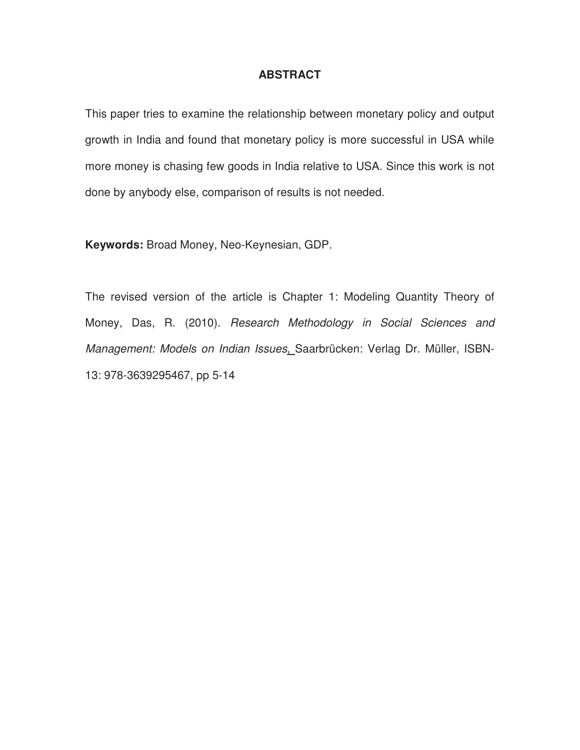## ABSTRACT

This paper tries to examine the relationship between monetary policy and output growth in India and found that monetary policy is more successful in USA while more money is chasing few goods in India relative to USA. Since this work is not done by anybody else, comparison of results is not needed.

**Keywords:** Broad Money, Neo-Keynesian, GDP.

The revised version of the article is Chapter 1: Modeling Quantity Theory of Money, Das, R. (2010). *Research Methodology in Social Sciences and Management: Models on Indian Issues*, Saarbrücken: Verlag Dr. Müller, ISBN-13: 978-3639295467, pp 5-14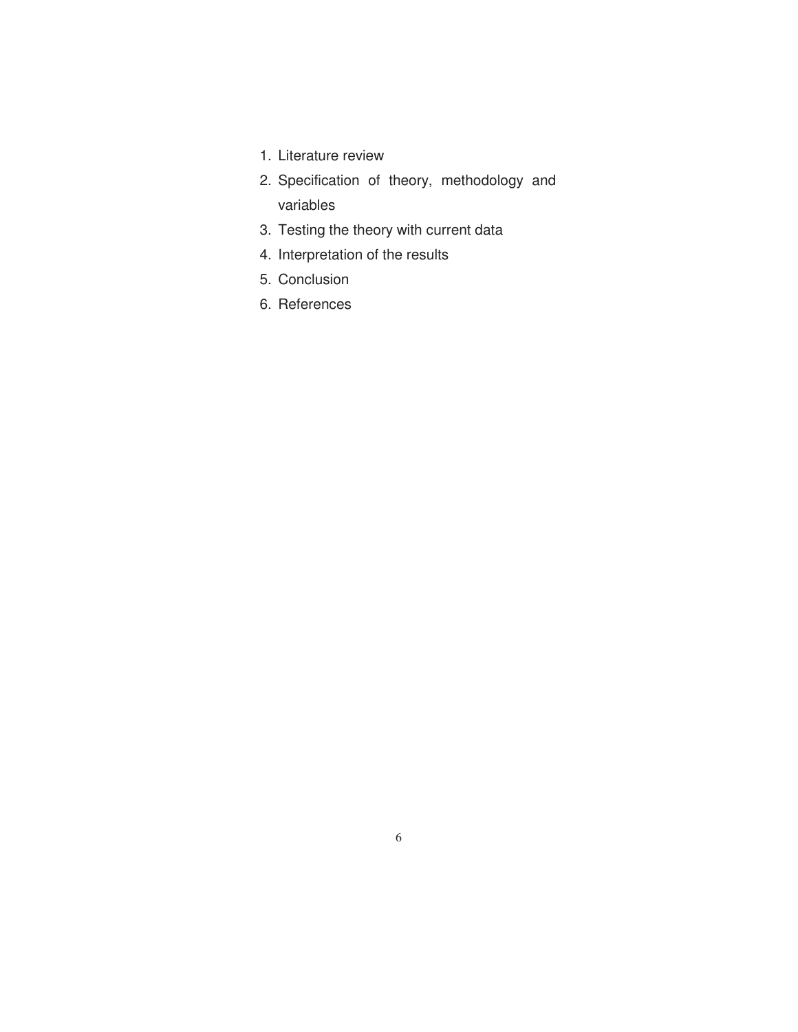1. Literature review
2. Specification of theory, methodology and variables
3. Testing the theory with current data
4. Interpretation of the results
5. Conclusion
6. References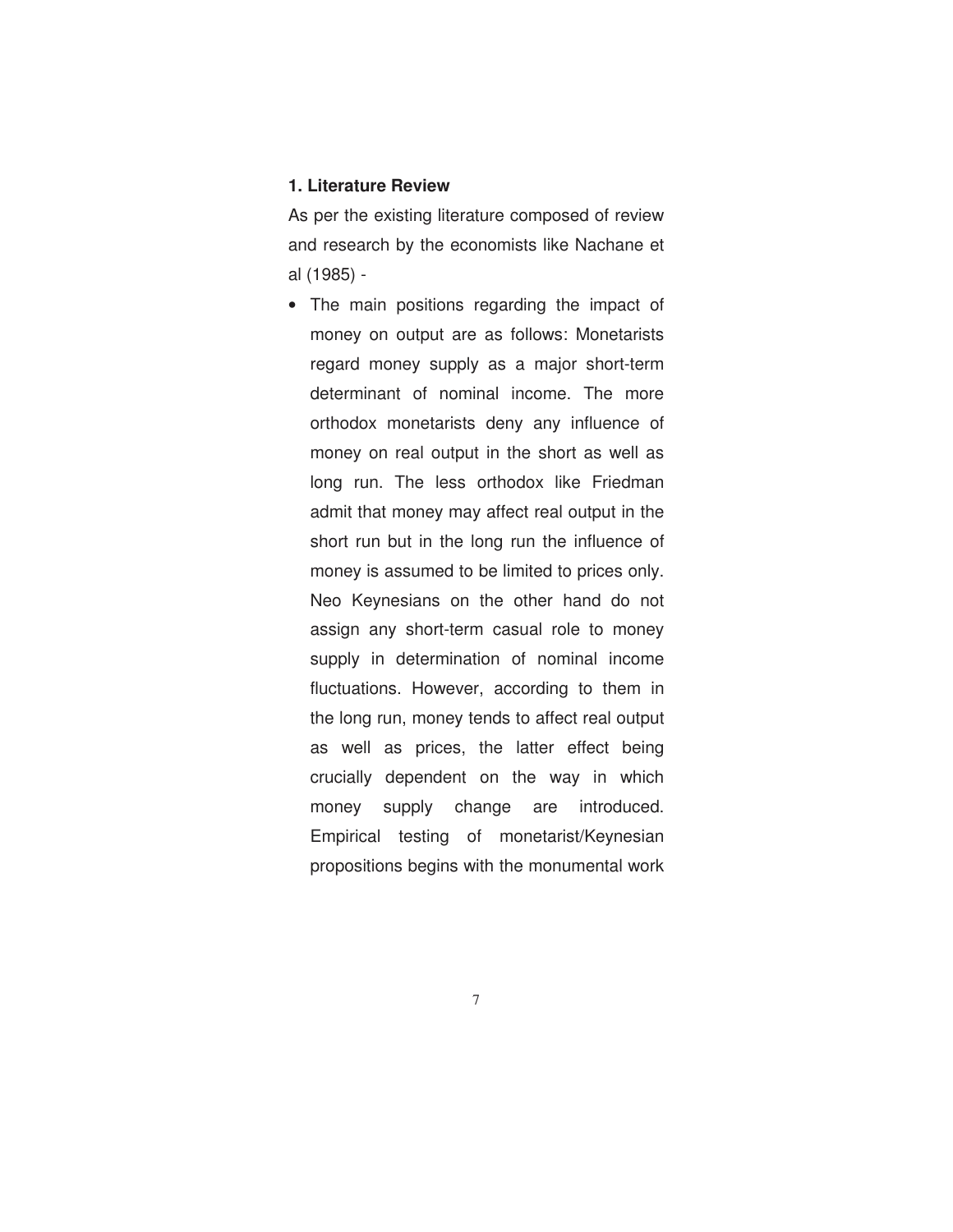**1. Literature Review**

As per the existing literature composed of review and research by the economists like Nachane et al (1985) -

- The main positions regarding the impact of money on output are as follows: Monetarists regard money supply as a major short-term determinant of nominal income. The more orthodox monetarists deny any influence of money on real output in the short as well as long run. The less orthodox like Friedman admit that money may affect real output in the short run but in the long run the influence of money is assumed to be limited to prices only. Neo Keynesians on the other hand do not assign any short-term casual role to money supply in determination of nominal income fluctuations. However, according to them in the long run, money tends to affect real output as well as prices, the latter effect being crucially dependent on the way in which money supply change are introduced. Empirical testing of monetarist/Keynesian propositions begins with the monumental work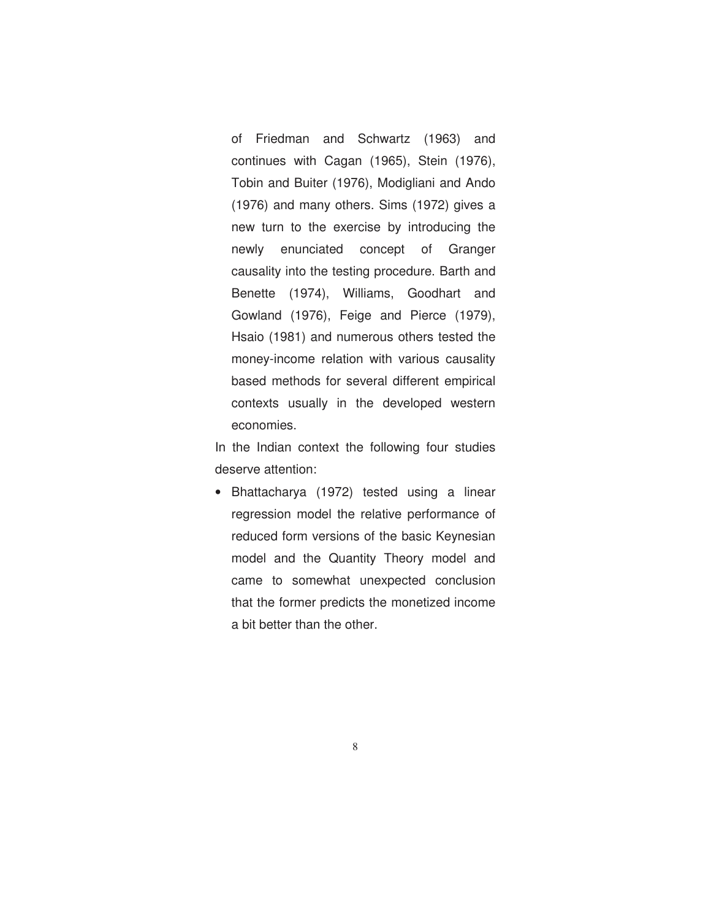of Friedman and Schwartz (1963) and continues with Cagan (1965), Stein (1976), Tobin and Buiter (1976), Modigliani and Ando (1976) and many others. Sims (1972) gives a new turn to the exercise by introducing the newly enunciated concept of Granger causality into the testing procedure. Barth and Benette (1974), Williams, Goodhart and Gowland (1976), Feige and Pierce (1979), Hsaio (1981) and numerous others tested the money-income relation with various causality based methods for several different empirical contexts usually in the developed western economies.

In the Indian context the following four studies deserve attention:

- Bhattacharya (1972) tested using a linear regression model the relative performance of reduced form versions of the basic Keynesian model and the Quantity Theory model and came to somewhat unexpected conclusion that the former predicts the monetized income a bit better than the other.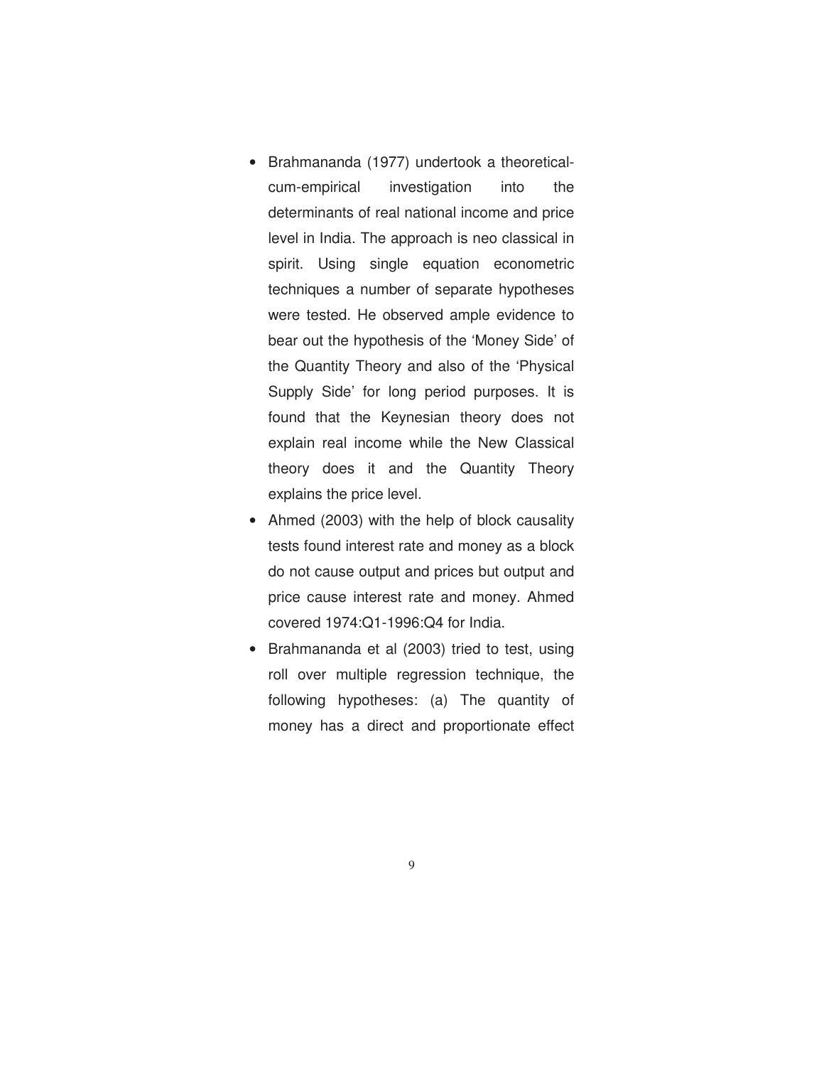- Brahmananda (1977) undertook a theoretical-cum-empirical investigation into the determinants of real national income and price level in India. The approach is neo classical in spirit. Using single equation econometric techniques a number of separate hypotheses were tested. He observed ample evidence to bear out the hypothesis of the 'Money Side' of the Quantity Theory and also of the 'Physical Supply Side' for long period purposes. It is found that the Keynesian theory does not explain real income while the New Classical theory does it and the Quantity Theory explains the price level.
- Ahmed (2003) with the help of block causality tests found interest rate and money as a block do not cause output and prices but output and price cause interest rate and money. Ahmed covered 1974:Q1-1996:Q4 for India.
- Brahmananda et al (2003) tried to test, using roll over multiple regression technique, the following hypotheses: (a) The quantity of money has a direct and proportionate effect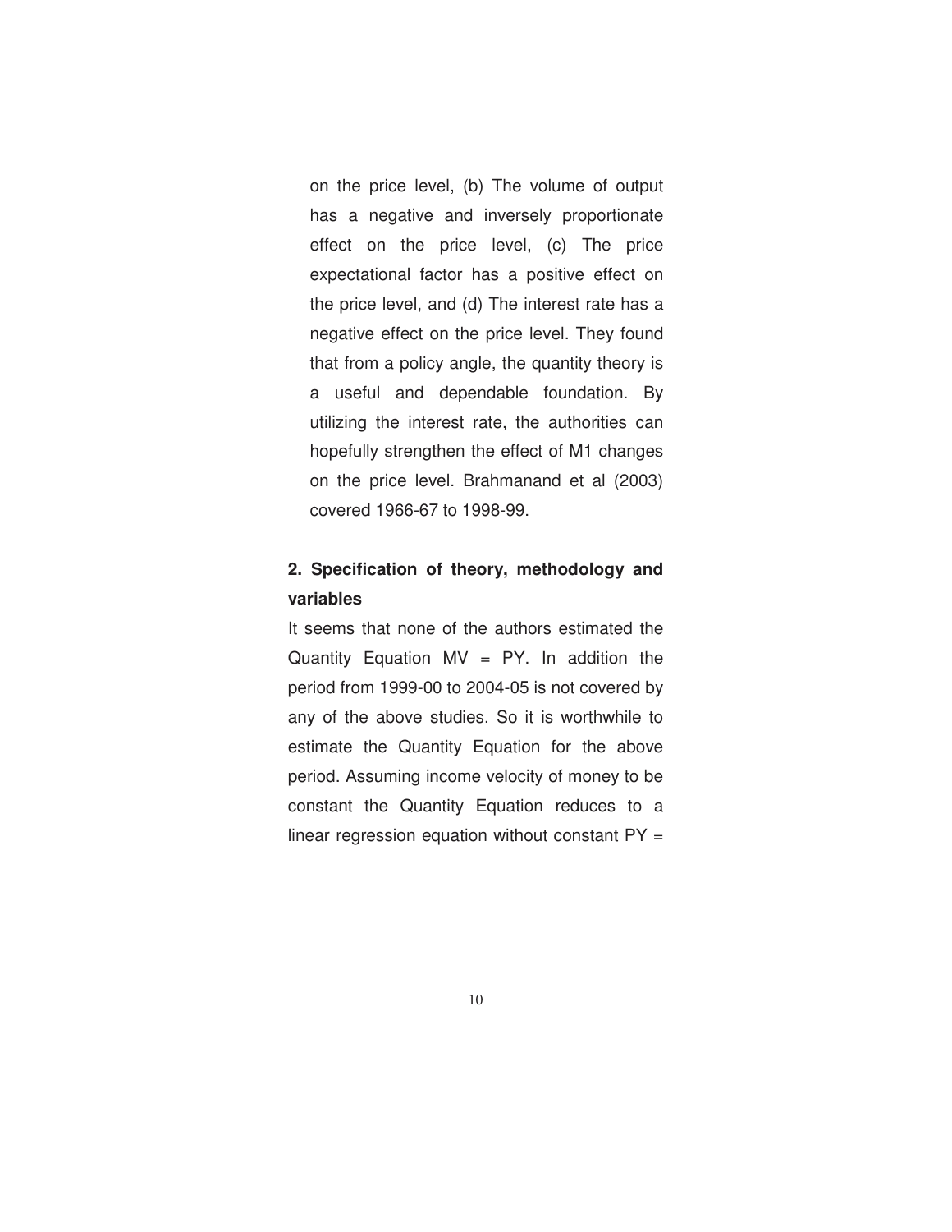on the price level, (b) The volume of output has a negative and inversely proportionate effect on the price level, (c) The price expectational factor has a positive effect on the price level, and (d) The interest rate has a negative effect on the price level. They found that from a policy angle, the quantity theory is a useful and dependable foundation. By utilizing the interest rate, the authorities can hopefully strengthen the effect of M1 changes on the price level. Brahmanand et al (2003) covered 1966-67 to 1998-99.

## 2. Specification of theory, methodology and variables

It seems that none of the authors estimated the Quantity Equation $MV = PY$. In addition the period from 1999-00 to 2004-05 is not covered by any of the above studies. So it is worthwhile to estimate the Quantity Equation for the above period. Assuming income velocity of money to be constant the Quantity Equation reduces to a linear regression equation without constant PY =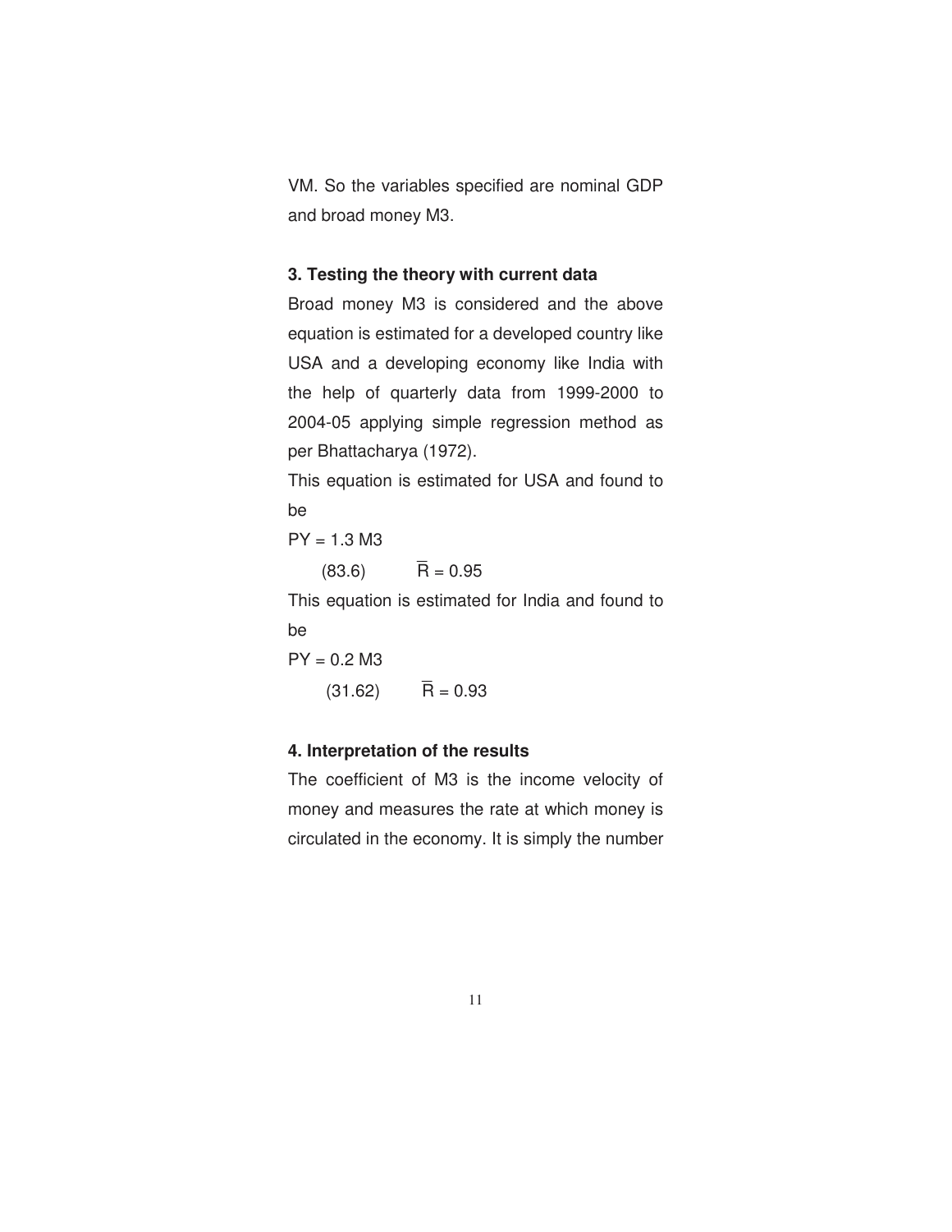VM. So the variables specified are nominal GDP and broad money M3.

### 3. Testing the theory with current data

Broad money M3 is considered and the above equation is estimated for a developed country like USA and a developing economy like India with the help of quarterly data from 1999-2000 to 2004-05 applying simple regression method as per Bhattacharya (1972).

This equation is estimated for USA and found to be

$$PY = 1.3\ M3$$
$$(83.6) \qquad \bar{R} = 0.95$$

This equation is estimated for India and found to be

$$PY = 0.2\ M3$$
$$(31.62) \qquad \bar{R} = 0.93$$

### 4. Interpretation of the results

The coefficient of M3 is the income velocity of money and measures the rate at which money is circulated in the economy. It is simply the number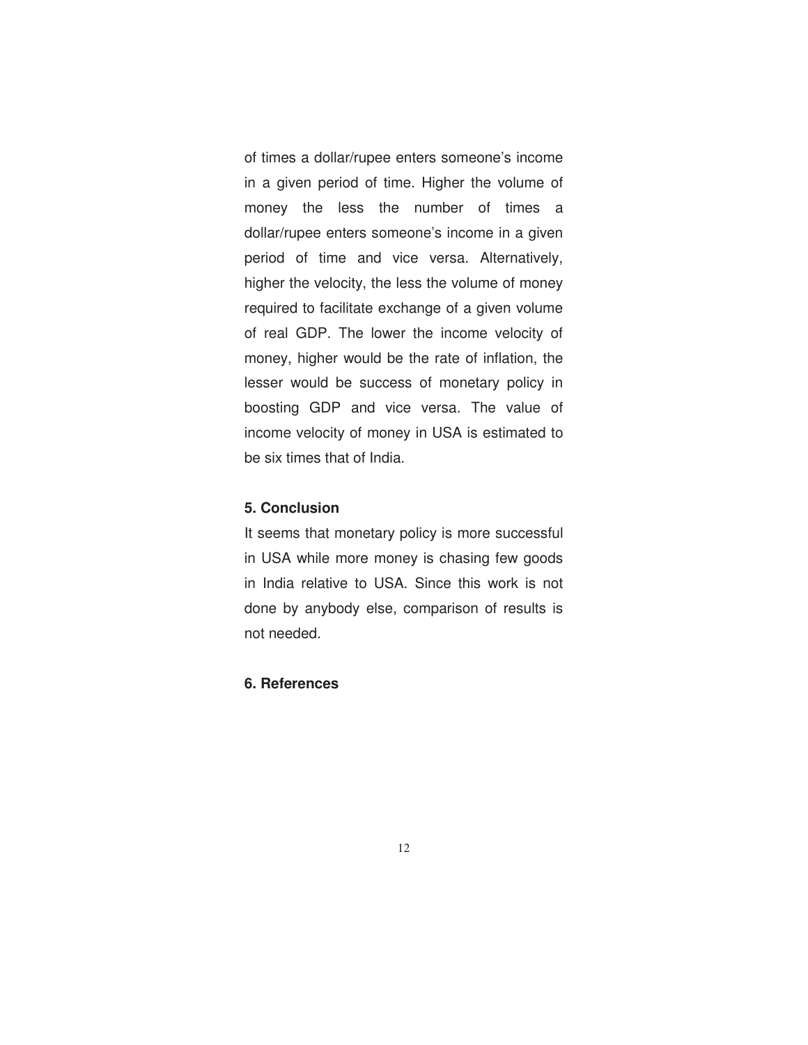of times a dollar/rupee enters someone's income in a given period of time. Higher the volume of money the less the number of times a dollar/rupee enters someone's income in a given period of time and vice versa. Alternatively, higher the velocity, the less the volume of money required to facilitate exchange of a given volume of real GDP. The lower the income velocity of money, higher would be the rate of inflation, the lesser would be success of monetary policy in boosting GDP and vice versa. The value of income velocity of money in USA is estimated to be six times that of India.

## 5. Conclusion

It seems that monetary policy is more successful in USA while more money is chasing few goods in India relative to USA. Since this work is not done by anybody else, comparison of results is not needed.

## 6. References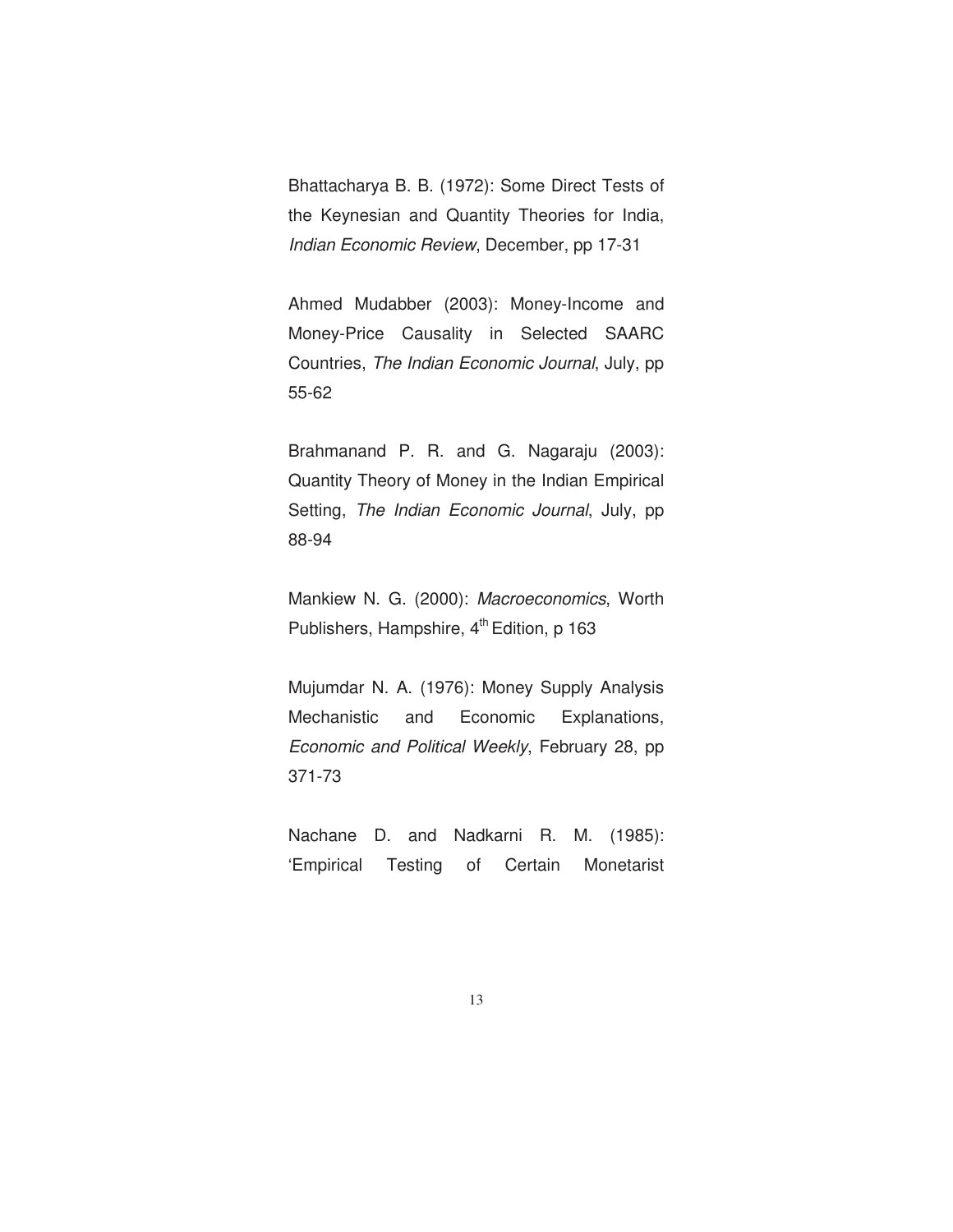Bhattacharya B. B. (1972): Some Direct Tests of the Keynesian and Quantity Theories for India, *Indian Economic Review*, December, pp 17-31

Ahmed Mudabber (2003): Money-Income and Money-Price Causality in Selected SAARC Countries, *The Indian Economic Journal*, July, pp 55-62

Brahmanand P. R. and G. Nagaraju (2003): Quantity Theory of Money in the Indian Empirical Setting, *The Indian Economic Journal*, July, pp 88-94

Mankiew N. G. (2000): *Macroeconomics*, Worth Publishers, Hampshire, 4th Edition, p 163

Mujumdar N. A. (1976): Money Supply Analysis Mechanistic and Economic Explanations, *Economic and Political Weekly*, February 28, pp 371-73

Nachane D. and Nadkarni R. M. (1985): 'Empirical Testing of Certain Monetarist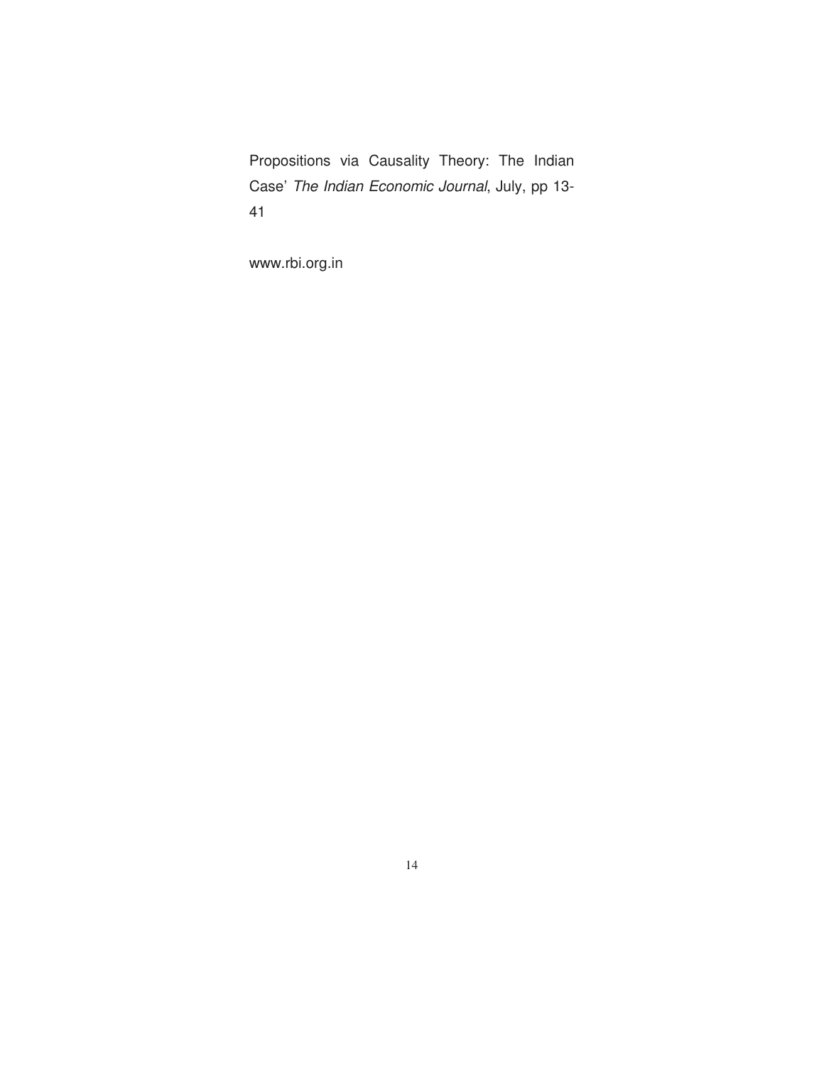Propositions via Causality Theory: The Indian Case' *The Indian Economic Journal*, July, pp 13-41

www.rbi.org.in